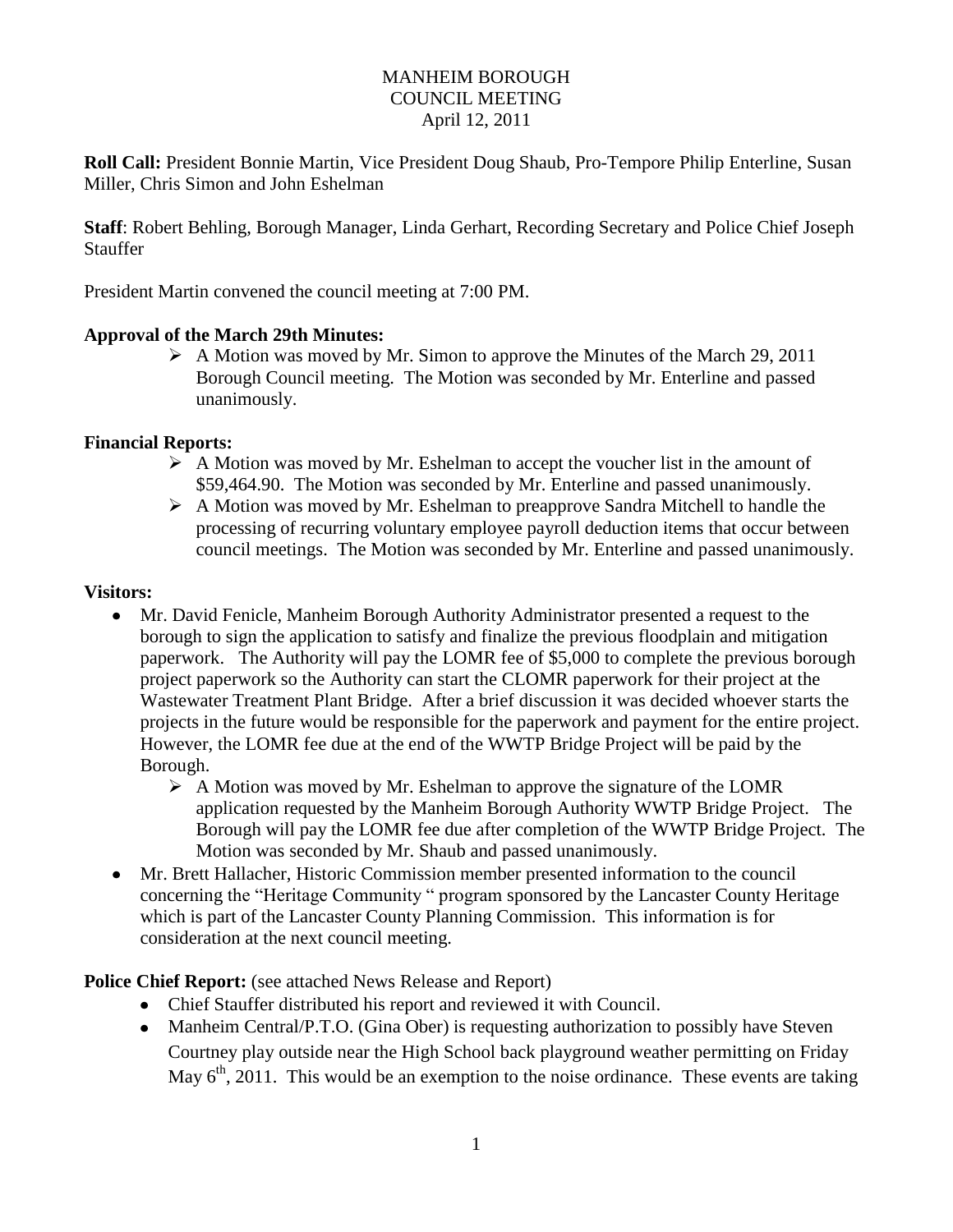# MANHEIM BOROUGH
## COUNCIL MEETING
April 12, 2011

**Roll Call:** President Bonnie Martin, Vice President Doug Shaub, Pro-Tempore Philip Enterline, Susan Miller, Chris Simon and John Eshelman

**Staff**: Robert Behling, Borough Manager, Linda Gerhart, Recording Secretary and Police Chief Joseph Stauffer

President Martin convened the council meeting at 7:00 PM.

**Approval of the March 29th Minutes:**

- A Motion was moved by Mr. Simon to approve the Minutes of the March 29, 2011 Borough Council meeting. The Motion was seconded by Mr. Enterline and passed unanimously.

**Financial Reports:**

- A Motion was moved by Mr. Eshelman to accept the voucher list in the amount of $59,464.90. The Motion was seconded by Mr. Enterline and passed unanimously.
- A Motion was moved by Mr. Eshelman to preapprove Sandra Mitchell to handle the processing of recurring voluntary employee payroll deduction items that occur between council meetings. The Motion was seconded by Mr. Enterline and passed unanimously.

**Visitors:**

- Mr. David Fenicle, Manheim Borough Authority Administrator presented a request to the borough to sign the application to satisfy and finalize the previous floodplain and mitigation paperwork. The Authority will pay the LOMR fee of $5,000 to complete the previous borough project paperwork so the Authority can start the CLOMR paperwork for their project at the Wastewater Treatment Plant Bridge. After a brief discussion it was decided whoever starts the projects in the future would be responsible for the paperwork and payment for the entire project. However, the LOMR fee due at the end of the WWTP Bridge Project will be paid by the Borough.
    - A Motion was moved by Mr. Eshelman to approve the signature of the LOMR application requested by the Manheim Borough Authority WWTP Bridge Project. The Borough will pay the LOMR fee due after completion of the WWTP Bridge Project. The Motion was seconded by Mr. Shaub and passed unanimously.
- Mr. Brett Hallacher, Historic Commission member presented information to the council concerning the "Heritage Community " program sponsored by the Lancaster County Heritage which is part of the Lancaster County Planning Commission. This information is for consideration at the next council meeting.

**Police Chief Report:** (see attached News Release and Report)

- Chief Stauffer distributed his report and reviewed it with Council.
- Manheim Central/P.T.O. (Gina Ober) is requesting authorization to possibly have Steven Courtney play outside near the High School back playground weather permitting on Friday May 6th, 2011. This would be an exemption to the noise ordinance. These events are taking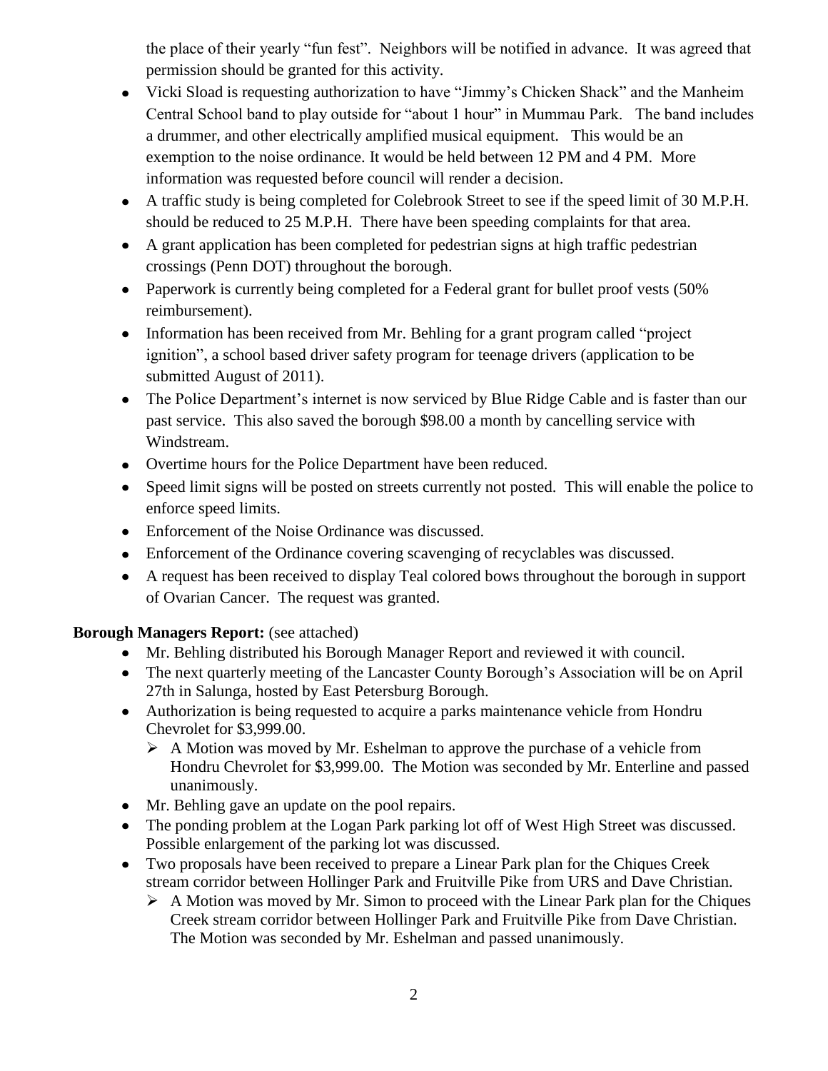the place of their yearly "fun fest". Neighbors will be notified in advance. It was agreed that permission should be granted for this activity.

- Vicki Sload is requesting authorization to have "Jimmy's Chicken Shack" and the Manheim Central School band to play outside for "about 1 hour" in Mummau Park. The band includes a drummer, and other electrically amplified musical equipment. This would be an exemption to the noise ordinance. It would be held between 12 PM and 4 PM. More information was requested before council will render a decision.
- A traffic study is being completed for Colebrook Street to see if the speed limit of 30 M.P.H. should be reduced to 25 M.P.H. There have been speeding complaints for that area.
- A grant application has been completed for pedestrian signs at high traffic pedestrian crossings (Penn DOT) throughout the borough.
- Paperwork is currently being completed for a Federal grant for bullet proof vests (50% reimbursement).
- Information has been received from Mr. Behling for a grant program called "project ignition", a school based driver safety program for teenage drivers (application to be submitted August of 2011).
- The Police Department's internet is now serviced by Blue Ridge Cable and is faster than our past service. This also saved the borough $98.00 a month by cancelling service with Windstream.
- Overtime hours for the Police Department have been reduced.
- Speed limit signs will be posted on streets currently not posted. This will enable the police to enforce speed limits.
- Enforcement of the Noise Ordinance was discussed.
- Enforcement of the Ordinance covering scavenging of recyclables was discussed.
- A request has been received to display Teal colored bows throughout the borough in support of Ovarian Cancer. The request was granted.

**Borough Managers Report:** (see attached)

- Mr. Behling distributed his Borough Manager Report and reviewed it with council.
- The next quarterly meeting of the Lancaster County Borough's Association will be on April 27th in Salunga, hosted by East Petersburg Borough.
- Authorization is being requested to acquire a parks maintenance vehicle from Hondru Chevrolet for $3,999.00.
  - A Motion was moved by Mr. Eshelman to approve the purchase of a vehicle from Hondru Chevrolet for $3,999.00. The Motion was seconded by Mr. Enterline and passed unanimously.
- Mr. Behling gave an update on the pool repairs.
- The ponding problem at the Logan Park parking lot off of West High Street was discussed. Possible enlargement of the parking lot was discussed.
- Two proposals have been received to prepare a Linear Park plan for the Chiques Creek stream corridor between Hollinger Park and Fruitville Pike from URS and Dave Christian.
  - A Motion was moved by Mr. Simon to proceed with the Linear Park plan for the Chiques Creek stream corridor between Hollinger Park and Fruitville Pike from Dave Christian. The Motion was seconded by Mr. Eshelman and passed unanimously.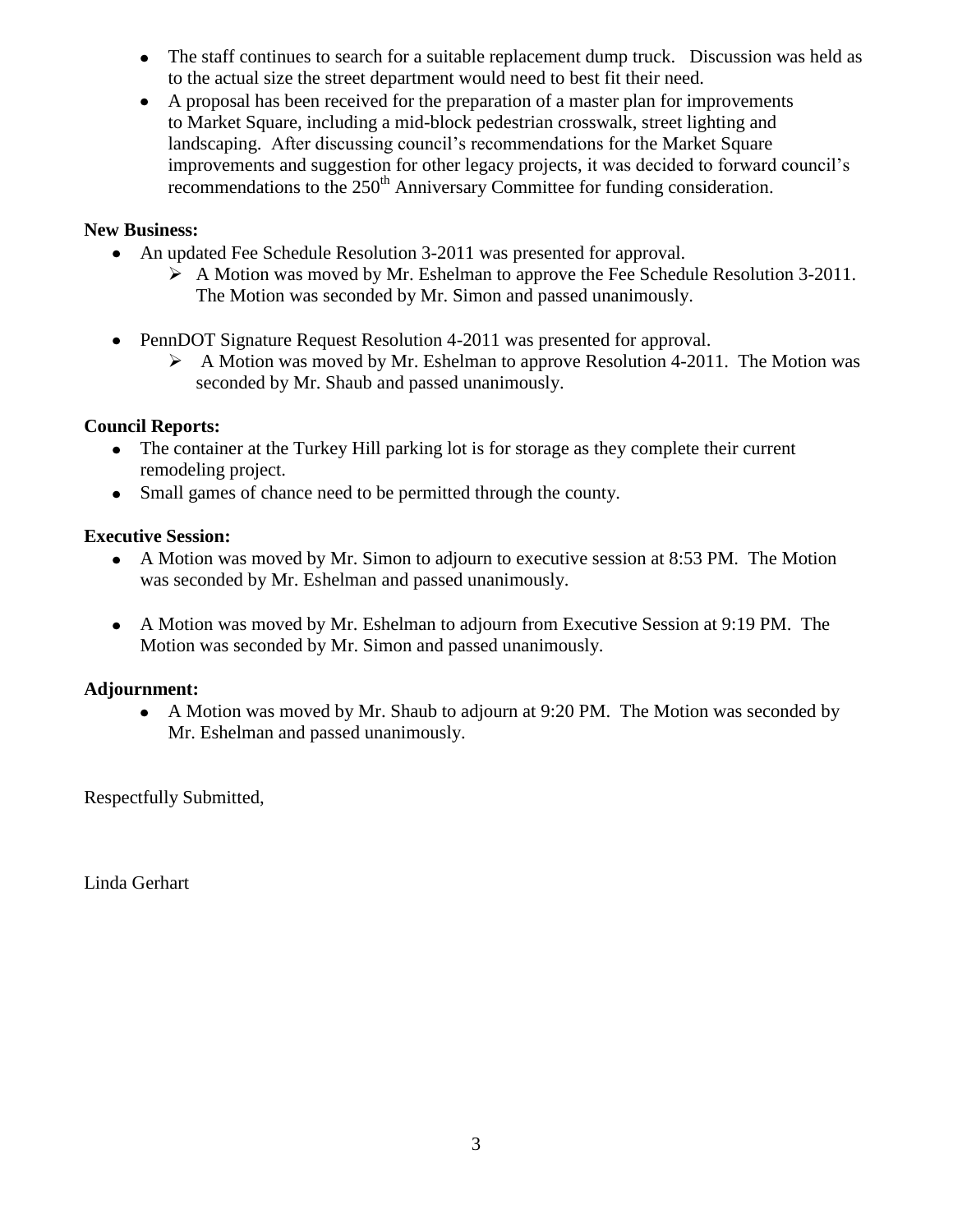- The staff continues to search for a suitable replacement dump truck. Discussion was held as to the actual size the street department would need to best fit their need.
- A proposal has been received for the preparation of a master plan for improvements to Market Square, including a mid-block pedestrian crosswalk, street lighting and landscaping. After discussing council's recommendations for the Market Square improvements and suggestion for other legacy projects, it was decided to forward council's recommendations to the 250th Anniversary Committee for funding consideration.

**New Business:**

- An updated Fee Schedule Resolution 3-2011 was presented for approval.
  - A Motion was moved by Mr. Eshelman to approve the Fee Schedule Resolution 3-2011. The Motion was seconded by Mr. Simon and passed unanimously.
- PennDOT Signature Request Resolution 4-2011 was presented for approval.
  - A Motion was moved by Mr. Eshelman to approve Resolution 4-2011. The Motion was seconded by Mr. Shaub and passed unanimously.

**Council Reports:**

- The container at the Turkey Hill parking lot is for storage as they complete their current remodeling project.
- Small games of chance need to be permitted through the county.

**Executive Session:**

- A Motion was moved by Mr. Simon to adjourn to executive session at 8:53 PM. The Motion was seconded by Mr. Eshelman and passed unanimously.
- A Motion was moved by Mr. Eshelman to adjourn from Executive Session at 9:19 PM. The Motion was seconded by Mr. Simon and passed unanimously.

**Adjournment:**

- A Motion was moved by Mr. Shaub to adjourn at 9:20 PM. The Motion was seconded by Mr. Eshelman and passed unanimously.

Respectfully Submitted,

Linda Gerhart